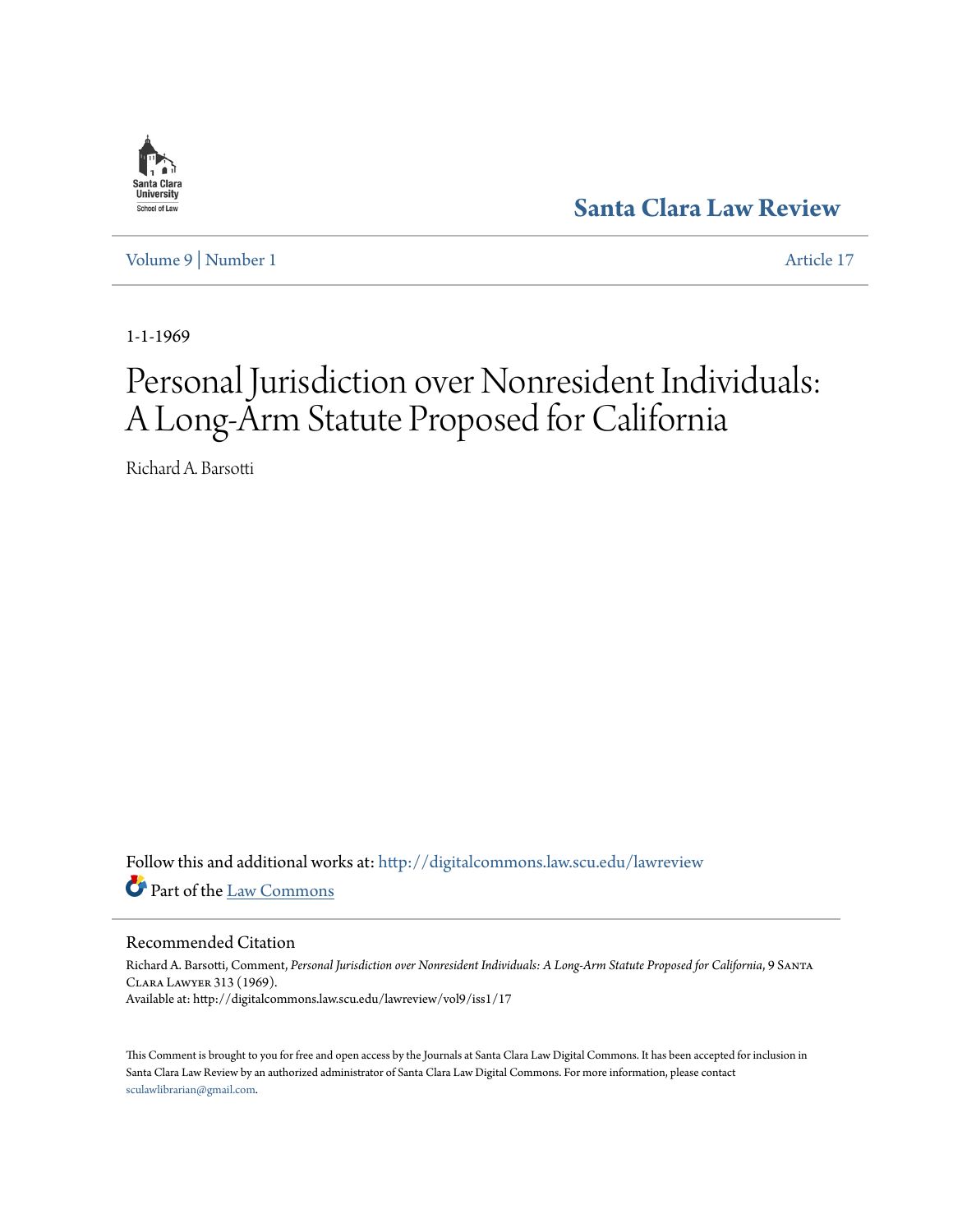Santa Clara Law Review

Volume 9 | Number 1

Article 17

1-1-1969

# Personal Jurisdiction over Nonresident Individuals: A Long-Arm Statute Proposed for California

Richard A. Barsotti

Follow this and additional works at: http://digitalcommons.law.scu.edu/lawreview

Part of the Law Commons

## Recommended Citation

Richard A. Barsotti, Comment, *Personal Jurisdiction over Nonresident Individuals: A Long-Arm Statute Proposed for California*, 9 Santa Clara Lawyer 313 (1969).
Available at: http://digitalcommons.law.scu.edu/lawreview/vol9/iss1/17

This Comment is brought to you for free and open access by the Journals at Santa Clara Law Digital Commons. It has been accepted for inclusion in Santa Clara Law Review by an authorized administrator of Santa Clara Law Digital Commons. For more information, please contact sculawlibrarian@gmail.com.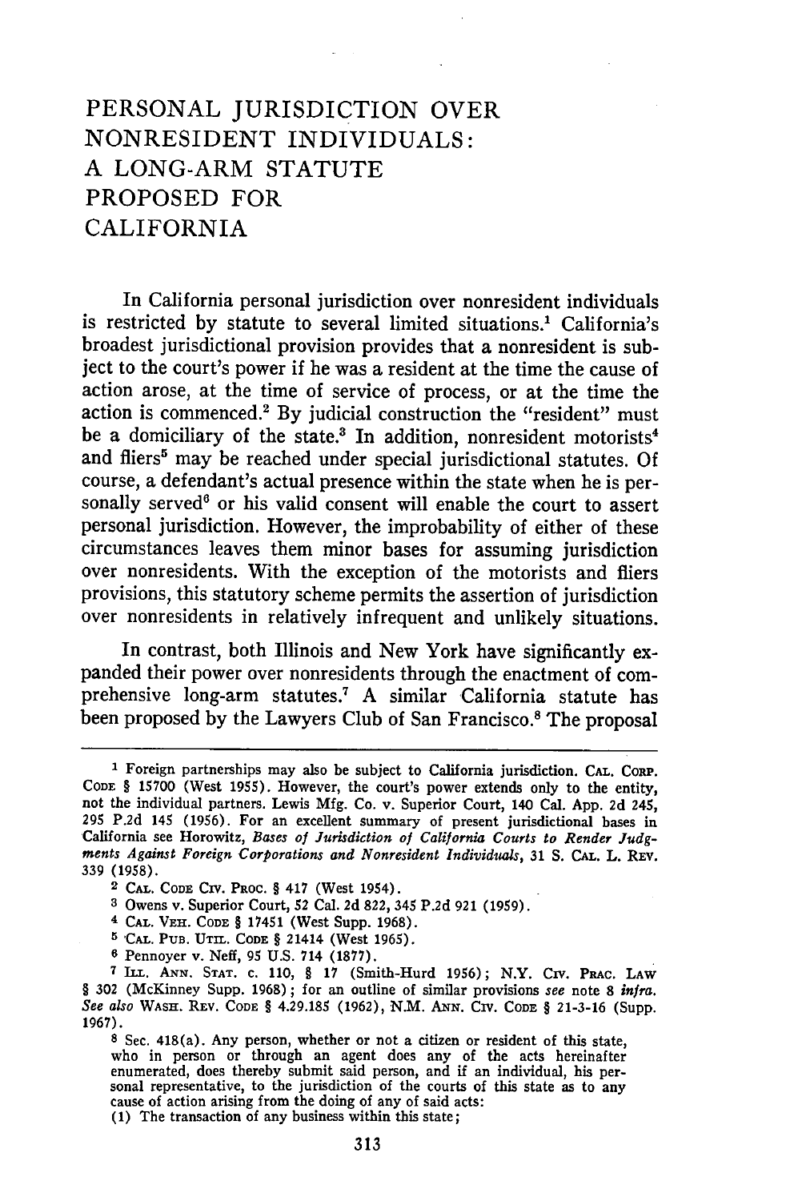# PERSONAL JURISDICTION OVER NONRESIDENT INDIVIDUALS: A LONG-ARM STATUTE PROPOSED FOR CALIFORNIA

In California personal jurisdiction over nonresident individuals is restricted by statute to several limited situations.[1] California's broadest jurisdictional provision provides that a nonresident is subject to the court's power if he was a resident at the time the cause of action arose, at the time of service of process, or at the time the action is commenced.[2] By judicial construction the "resident" must be a domiciliary of the state.[3] In addition, nonresident motorists[4] and fliers[5] may be reached under special jurisdictional statutes. Of course, a defendant's actual presence within the state when he is personally served[6] or his valid consent will enable the court to assert personal jurisdiction. However, the improbability of either of these circumstances leaves them minor bases for assuming jurisdiction over nonresidents. With the exception of the motorists and fliers provisions, this statutory scheme permits the assertion of jurisdiction over nonresidents in relatively infrequent and unlikely situations.

In contrast, both Illinois and New York have significantly expanded their power over nonresidents through the enactment of comprehensive long-arm statutes.[7] A similar California statute has been proposed by the Lawyers Club of San Francisco.[8] The proposal

---

[1] Foreign partnerships may also be subject to California jurisdiction. CAL. CORP. CODE § 15700 (West 1955). However, the court's power extends only to the entity, not the individual partners. Lewis Mfg. Co. v. Superior Court, 140 Cal. App. 2d 245, 295 P.2d 145 (1956). For an excellent summary of present jurisdictional bases in California see Horowitz, *Bases of Jurisdiction of California Courts to Render Judgments Against Foreign Corporations and Nonresident Individuals*, 31 S. CAL. L. REV. 339 (1958).

[2] CAL. CODE CIV. PROC. § 417 (West 1954).

[3] Owens v. Superior Court, 52 Cal. 2d 822, 345 P.2d 921 (1959).

[4] CAL. VEH. CODE § 17451 (West Supp. 1968).

[5] CAL. PUB. UTIL. CODE § 21414 (West 1965).

[6] Pennoyer v. Neff, 95 U.S. 714 (1877).

[7] ILL. ANN. STAT. c. 110, § 17 (Smith-Hurd 1956); N.Y. CIV. PRAC. LAW § 302 (McKinney Supp. 1968); for an outline of similar provisions *see* note 8 *infra*. *See also* WASH. REV. CODE § 4.29.185 (1962), N.M. ANN. CIV. CODE § 21-3-16 (Supp. 1967).

[8] Sec. 418(a). Any person, whether or not a citizen or resident of this state, who in person or through an agent does any of the acts hereinafter enumerated, does thereby submit said person, and if an individual, his personal representative, to the jurisdiction of the courts of this state as to any cause of action arising from the doing of any of said acts:

(1) The transaction of any business within this state;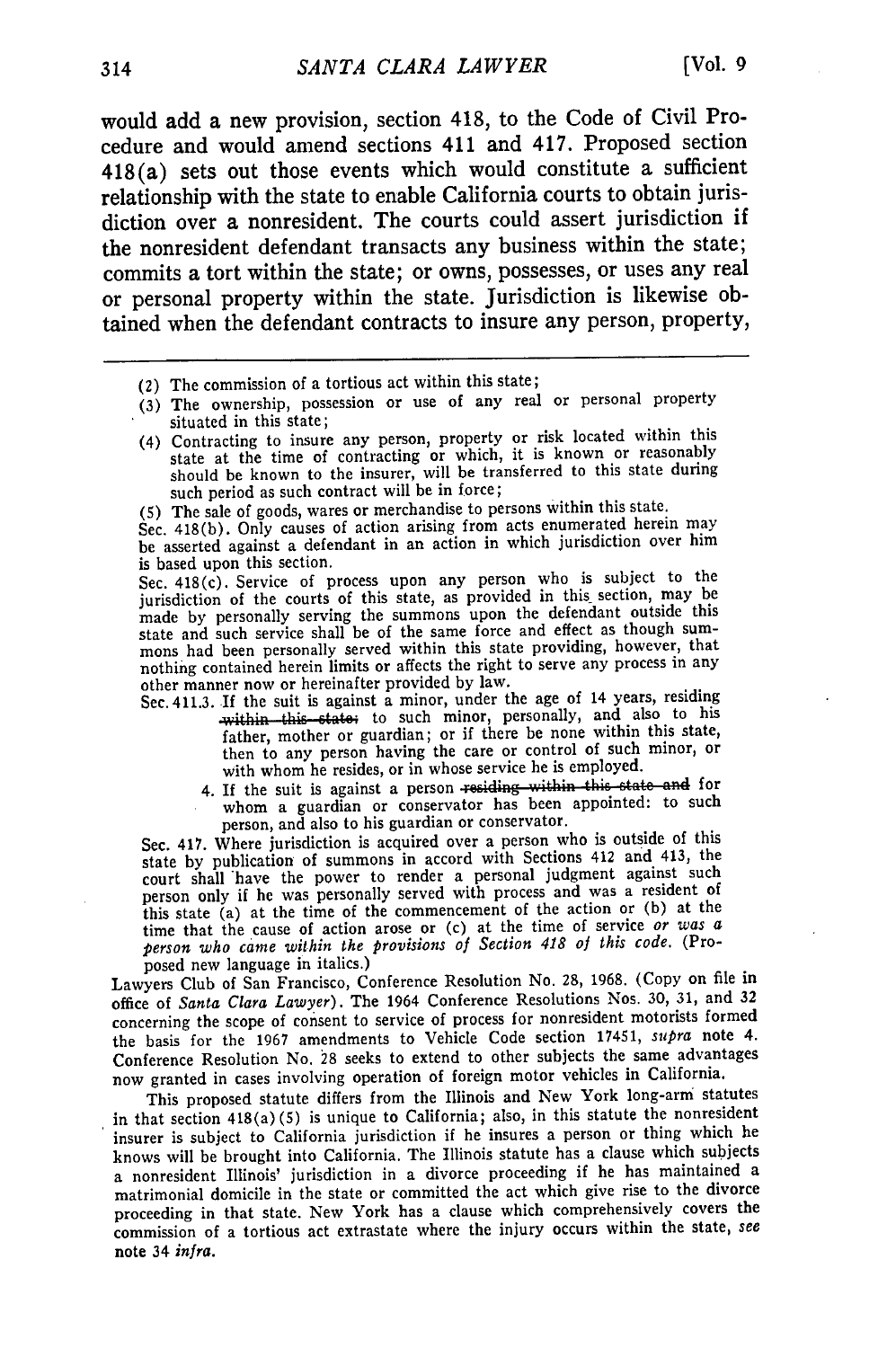would add a new provision, section 418, to the Code of Civil Procedure and would amend sections 411 and 417. Proposed section 418(a) sets out those events which would constitute a sufficient relationship with the state to enable California courts to obtain jurisdiction over a nonresident. The courts could assert jurisdiction if the nonresident defendant transacts any business within the state; commits a tort within the state; or owns, possesses, or uses any real or personal property within the state. Jurisdiction is likewise obtained when the defendant contracts to insure any person, property,

---

(2) The commission of a tortious act within this state;

(3) The ownership, possession or use of any real or personal property situated in this state;

(4) Contracting to insure any person, property or risk located within this state at the time of contracting or which, it is known or reasonably should be known to the insurer, will be transferred to this state during such period as such contract will be in force;

(5) The sale of goods, wares or merchandise to persons within this state.

Sec. 418(b). Only causes of action arising from acts enumerated herein may be asserted against a defendant in an action in which jurisdiction over him is based upon this section.

Sec. 418(c). Service of process upon any person who is subject to the jurisdiction of the courts of this state, as provided in this section, may be made by personally serving the summons upon the defendant outside this state and such service shall be of the same force and effect as though summons had been personally served within this state providing, however, that nothing contained herein limits or affects the right to serve any process in any other manner now or hereinafter provided by law.

Sec. 411.3. If the suit is against a minor, under the age of 14 years, residing ~~within this state;~~ to such minor, personally, and also to his father, mother or guardian; or if there be none within this state, then to any person having the care or control of such minor, or with whom he resides, or in whose service he is employed.

4. If the suit is against a person ~~residing within this state and~~ for whom a guardian or conservator has been appointed: to such person, and also to his guardian or conservator.

Sec. 417. Where jurisdiction is acquired over a person who is outside of this state by publication of summons in accord with Sections 412 and 413, the court shall have the power to render a personal judgment against such person only if he was personally served with process and was a resident of this state (a) at the time of the commencement of the action or (b) at the time that the cause of action arose or (c) at the time of service *or was a person who came within the provisions of Section 418 of this code.* (Proposed new language in italics.)

Lawyers Club of San Francisco, Conference Resolution No. 28, 1968. (Copy on file in office of *Santa Clara Lawyer*). The 1964 Conference Resolutions Nos. 30, 31, and 32 concerning the scope of consent to service of process for nonresident motorists formed the basis for the 1967 amendments to Vehicle Code section 17451, *supra* note 4. Conference Resolution No. 28 seeks to extend to other subjects the same advantages now granted in cases involving operation of foreign motor vehicles in California.

This proposed statute differs from the Illinois and New York long-arm statutes in that section 418(a)(5) is unique to California; also, in this statute the nonresident insurer is subject to California jurisdiction if he insures a person or thing which he knows will be brought into California. The Illinois statute has a clause which subjects a nonresident Illinois' jurisdiction in a divorce proceeding if he has maintained a matrimonial domicile in the state or committed the act which give rise to the divorce proceeding in that state. New York has a clause which comprehensively covers the commission of a tortious act extrastate where the injury occurs within the state, *see* note 34 *infra.*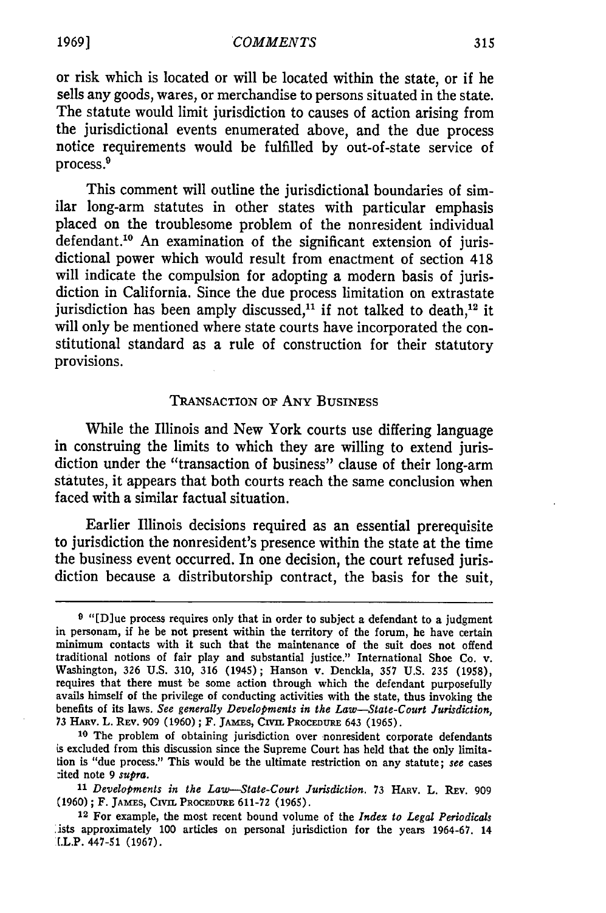or risk which is located or will be located within the state, or if he sells any goods, wares, or merchandise to persons situated in the state. The statute would limit jurisdiction to causes of action arising from the jurisdictional events enumerated above, and the due process notice requirements would be fulfilled by out-of-state service of process.[9]

This comment will outline the jurisdictional boundaries of similar long-arm statutes in other states with particular emphasis placed on the troublesome problem of the nonresident individual defendant.[10] An examination of the significant extension of jurisdictional power which would result from enactment of section 418 will indicate the compulsion for adopting a modern basis of jurisdiction in California. Since the due process limitation on extrastate jurisdiction has been amply discussed,[11] if not talked to death,[12] it will only be mentioned where state courts have incorporated the constitutional standard as a rule of construction for their statutory provisions.

## TRANSACTION OF ANY BUSINESS

While the Illinois and New York courts use differing language in construing the limits to which they are willing to extend jurisdiction under the "transaction of business" clause of their long-arm statutes, it appears that both courts reach the same conclusion when faced with a similar factual situation.

Earlier Illinois decisions required as an essential prerequisite to jurisdiction the nonresident's presence within the state at the time the business event occurred. In one decision, the court refused jurisdiction because a distributorship contract, the basis for the suit,

---

[9] "[D]ue process requires only that in order to subject a defendant to a judgment in personam, if he be not present within the territory of the forum, he have certain minimum contacts with it such that the maintenance of the suit does not offend traditional notions of fair play and substantial justice." International Shoe Co. v. Washington, 326 U.S. 310, 316 (1945); Hanson v. Denckla, 357 U.S. 235 (1958), requires that there must be some action through which the defendant purposefully avails himself of the privilege of conducting activities with the state, thus invoking the benefits of its laws. *See generally Developments in the Law—State-Court Jurisdiction*, 73 HARV. L. REV. 909 (1960); F. JAMES, CIVIL PROCEDURE 643 (1965).

[10] The problem of obtaining jurisdiction over nonresident corporate defendants is excluded from this discussion since the Supreme Court has held that the only limitation is "due process." This would be the ultimate restriction on any statute; *see* cases cited note 9 *supra*.

[11] *Developments in the Law—State-Court Jurisdiction*. 73 HARV. L. REV. 909 (1960); F. JAMES, CIVIL PROCEDURE 611-72 (1965).

[12] For example, the most recent bound volume of the *Index to Legal Periodicals* lists approximately 100 articles on personal jurisdiction for the years 1964-67. 14 I.L.P. 447-51 (1967).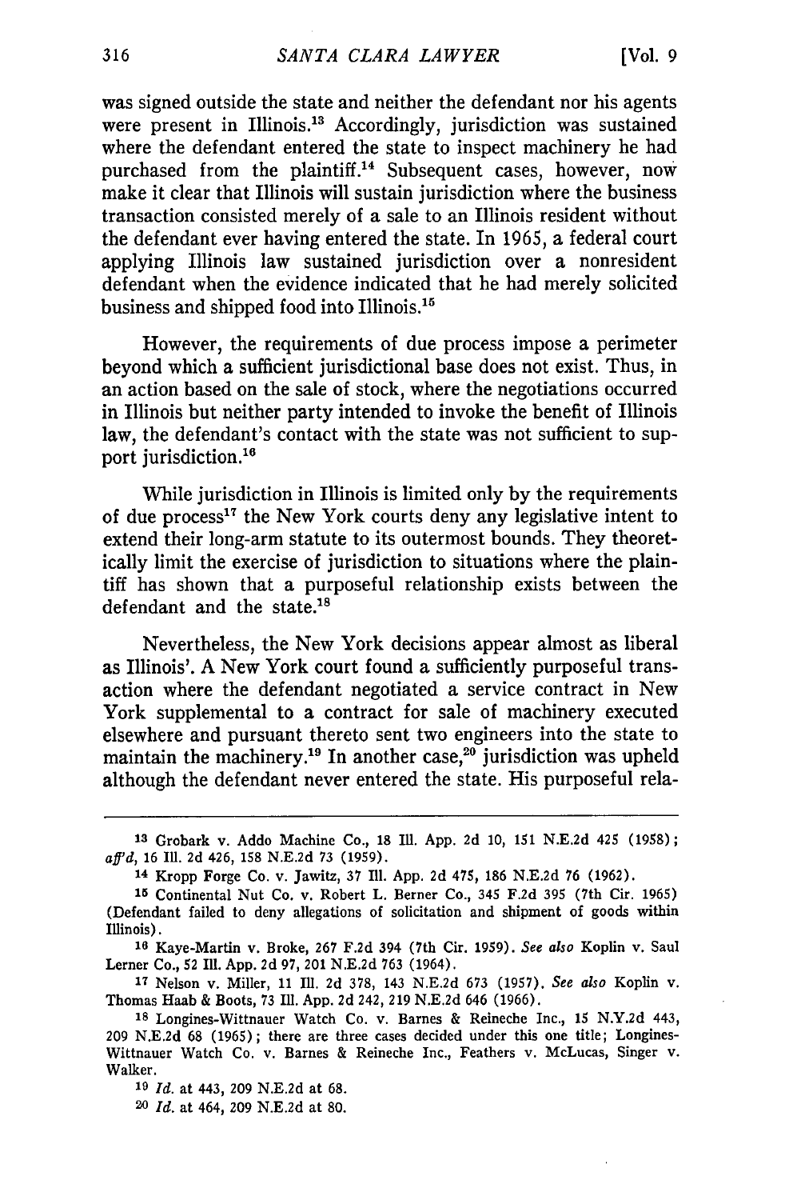was signed outside the state and neither the defendant nor his agents were present in Illinois.[13] Accordingly, jurisdiction was sustained where the defendant entered the state to inspect machinery he had purchased from the plaintiff.[14] Subsequent cases, however, now make it clear that Illinois will sustain jurisdiction where the business transaction consisted merely of a sale to an Illinois resident without the defendant ever having entered the state. In 1965, a federal court applying Illinois law sustained jurisdiction over a nonresident defendant when the evidence indicated that he had merely solicited business and shipped food into Illinois.[15]

However, the requirements of due process impose a perimeter beyond which a sufficient jurisdictional base does not exist. Thus, in an action based on the sale of stock, where the negotiations occurred in Illinois but neither party intended to invoke the benefit of Illinois law, the defendant's contact with the state was not sufficient to support jurisdiction.[16]

While jurisdiction in Illinois is limited only by the requirements of due process[17] the New York courts deny any legislative intent to extend their long-arm statute to its outermost bounds. They theoretically limit the exercise of jurisdiction to situations where the plaintiff has shown that a purposeful relationship exists between the defendant and the state.[18]

Nevertheless, the New York decisions appear almost as liberal as Illinois'. A New York court found a sufficiently purposeful transaction where the defendant negotiated a service contract in New York supplemental to a contract for sale of machinery executed elsewhere and pursuant thereto sent two engineers into the state to maintain the machinery.[19] In another case,[20] jurisdiction was upheld although the defendant never entered the state. His purposeful rela-

---

[13] Grobark v. Addo Machine Co., 18 Ill. App. 2d 10, 151 N.E.2d 425 (1958); *aff'd*, 16 Ill. 2d 426, 158 N.E.2d 73 (1959).

[14] Kropp Forge Co. v. Jawitz, 37 Ill. App. 2d 475, 186 N.E.2d 76 (1962).

[15] Continental Nut Co. v. Robert L. Berner Co., 345 F.2d 395 (7th Cir. 1965) (Defendant failed to deny allegations of solicitation and shipment of goods within Illinois).

[16] Kaye-Martin v. Broke, 267 F.2d 394 (7th Cir. 1959). *See also* Koplin v. Saul Lerner Co., 52 Ill. App. 2d 97, 201 N.E.2d 763 (1964).

[17] Nelson v. Miller, 11 Ill. 2d 378, 143 N.E.2d 673 (1957). *See also* Koplin v. Thomas Haab & Boots, 73 Ill. App. 2d 242, 219 N.E.2d 646 (1966).

[18] Longines-Wittnauer Watch Co. v. Barnes & Reineche Inc., 15 N.Y.2d 443, 209 N.E.2d 68 (1965); there are three cases decided under this one title; Longines-Wittnauer Watch Co. v. Barnes & Reineche Inc., Feathers v. McLucas, Singer v. Walker.

[19] *Id.* at 443, 209 N.E.2d at 68.

[20] *Id.* at 464, 209 N.E.2d at 80.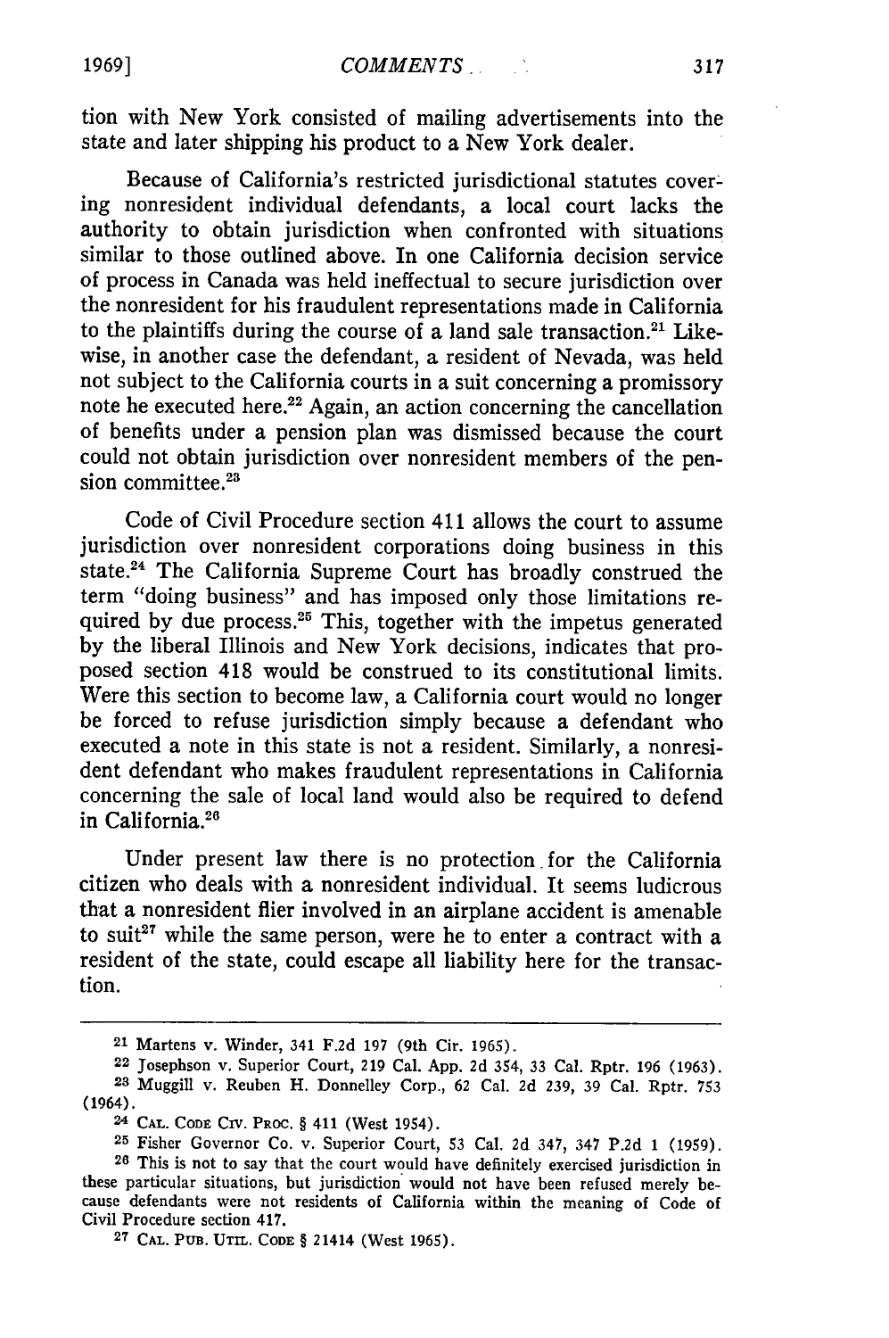tion with New York consisted of mailing advertisements into the state and later shipping his product to a New York dealer.

Because of California's restricted jurisdictional statutes covering nonresident individual defendants, a local court lacks the authority to obtain jurisdiction when confronted with situations similar to those outlined above. In one California decision service of process in Canada was held ineffectual to secure jurisdiction over the nonresident for his fraudulent representations made in California to the plaintiffs during the course of a land sale transaction.[21] Likewise, in another case the defendant, a resident of Nevada, was held not subject to the California courts in a suit concerning a promissory note he executed here.[22] Again, an action concerning the cancellation of benefits under a pension plan was dismissed because the court could not obtain jurisdiction over nonresident members of the pension committee.[23]

Code of Civil Procedure section 411 allows the court to assume jurisdiction over nonresident corporations doing business in this state.[24] The California Supreme Court has broadly construed the term "doing business" and has imposed only those limitations required by due process.[25] This, together with the impetus generated by the liberal Illinois and New York decisions, indicates that proposed section 418 would be construed to its constitutional limits. Were this section to become law, a California court would no longer be forced to refuse jurisdiction simply because a defendant who executed a note in this state is not a resident. Similarly, a nonresident defendant who makes fraudulent representations in California concerning the sale of local land would also be required to defend in California.[26]

Under present law there is no protection for the California citizen who deals with a nonresident individual. It seems ludicrous that a nonresident flier involved in an airplane accident is amenable to suit[27] while the same person, were he to enter a contract with a resident of the state, could escape all liability here for the transaction.

---

[21] Martens v. Winder, 341 F.2d 197 (9th Cir. 1965).

[22] Josephson v. Superior Court, 219 Cal. App. 2d 354, 33 Cal. Rptr. 196 (1963).

[23] Muggill v. Reuben H. Donnelley Corp., 62 Cal. 2d 239, 39 Cal. Rptr. 753 (1964).

[24] CAL. CODE CIV. PROC. § 411 (West 1954).

[25] Fisher Governor Co. v. Superior Court, 53 Cal. 2d 347, 347 P.2d 1 (1959).

[26] This is not to say that the court would have definitely exercised jurisdiction in these particular situations, but jurisdiction would not have been refused merely because defendants were not residents of California within the meaning of Code of Civil Procedure section 417.

[27] CAL. PUB. UTIL. CODE § 21414 (West 1965).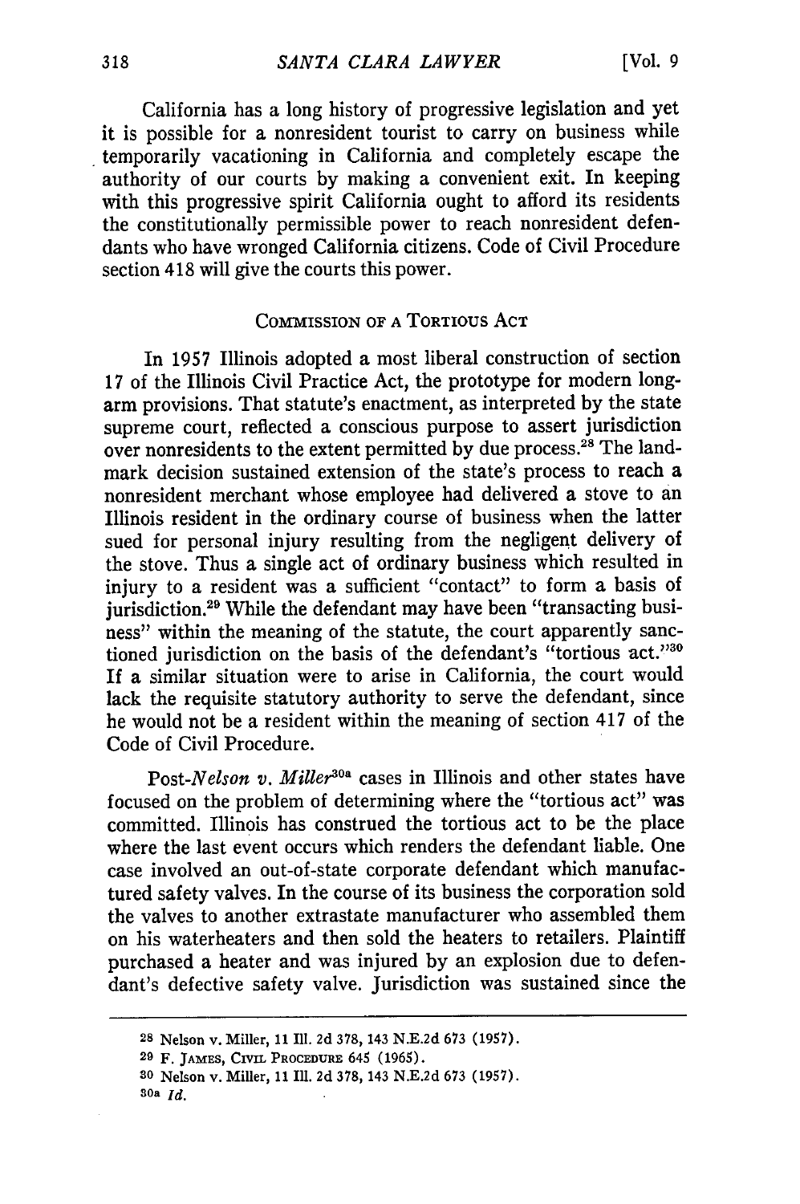California has a long history of progressive legislation and yet it is possible for a nonresident tourist to carry on business while temporarily vacationing in California and completely escape the authority of our courts by making a convenient exit. In keeping with this progressive spirit California ought to afford its residents the constitutionally permissible power to reach nonresident defendants who have wronged California citizens. Code of Civil Procedure section 418 will give the courts this power.

### COMMISSION OF A TORTIOUS ACT

In 1957 Illinois adopted a most liberal construction of section 17 of the Illinois Civil Practice Act, the prototype for modern long-arm provisions. That statute's enactment, as interpreted by the state supreme court, reflected a conscious purpose to assert jurisdiction over nonresidents to the extent permitted by due process.[28] The landmark decision sustained extension of the state's process to reach a nonresident merchant whose employee had delivered a stove to an Illinois resident in the ordinary course of business when the latter sued for personal injury resulting from the negligent delivery of the stove. Thus a single act of ordinary business which resulted in injury to a resident was a sufficient "contact" to form a basis of jurisdiction.[29] While the defendant may have been "transacting business" within the meaning of the statute, the court apparently sanctioned jurisdiction on the basis of the defendant's "tortious act."[30] If a similar situation were to arise in California, the court would lack the requisite statutory authority to serve the defendant, since he would not be a resident within the meaning of section 417 of the Code of Civil Procedure.

Post-*Nelson v. Miller*[30a] cases in Illinois and other states have focused on the problem of determining where the "tortious act" was committed. Illinois has construed the tortious act to be the place where the last event occurs which renders the defendant liable. One case involved an out-of-state corporate defendant which manufactured safety valves. In the course of its business the corporation sold the valves to another extrastate manufacturer who assembled them on his waterheaters and then sold the heaters to retailers. Plaintiff purchased a heater and was injured by an explosion due to defendant's defective safety valve. Jurisdiction was sustained since the

---

[28] Nelson v. Miller, 11 Ill. 2d 378, 143 N.E.2d 673 (1957).

[29] F. JAMES, CIVIL PROCEDURE 645 (1965).

[30] Nelson v. Miller, 11 Ill. 2d 378, 143 N.E.2d 673 (1957).

[30a] *Id.*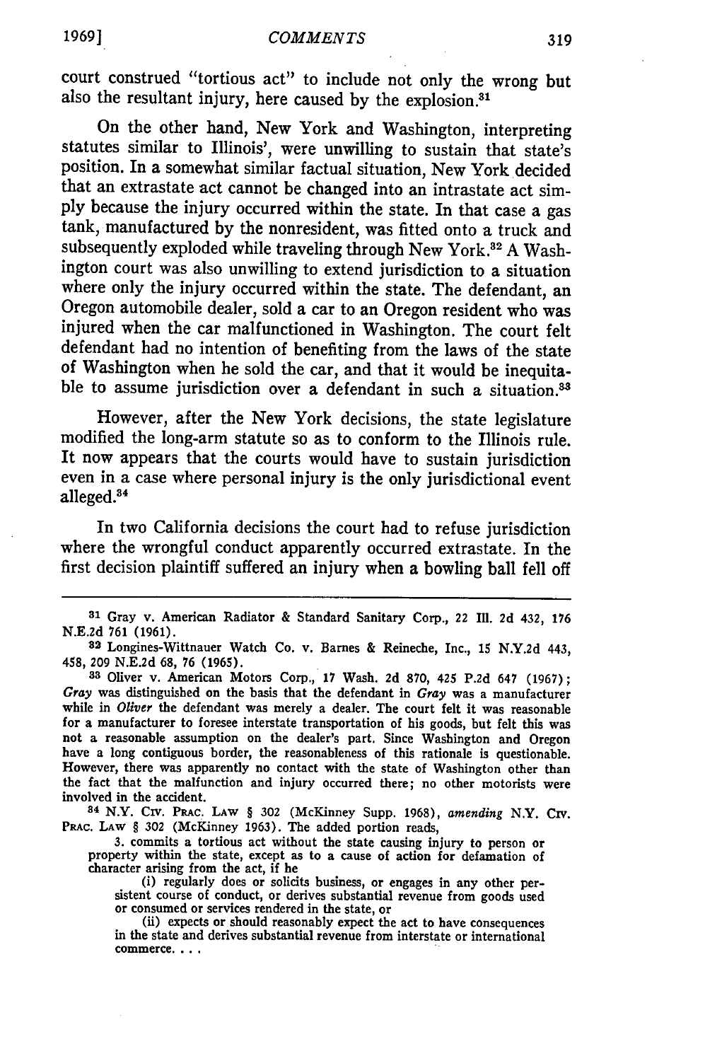court construed "tortious act" to include not only the wrong but also the resultant injury, here caused by the explosion.[31]

On the other hand, New York and Washington, interpreting statutes similar to Illinois', were unwilling to sustain that state's position. In a somewhat similar factual situation, New York decided that an extrastate act cannot be changed into an intrastate act simply because the injury occurred within the state. In that case a gas tank, manufactured by the nonresident, was fitted onto a truck and subsequently exploded while traveling through New York.[32] A Washington court was also unwilling to extend jurisdiction to a situation where only the injury occurred within the state. The defendant, an Oregon automobile dealer, sold a car to an Oregon resident who was injured when the car malfunctioned in Washington. The court felt defendant had no intention of benefiting from the laws of the state of Washington when he sold the car, and that it would be inequitable to assume jurisdiction over a defendant in such a situation.[33]

However, after the New York decisions, the state legislature modified the long-arm statute so as to conform to the Illinois rule. It now appears that the courts would have to sustain jurisdiction even in a case where personal injury is the only jurisdictional event alleged.[34]

In two California decisions the court had to refuse jurisdiction where the wrongful conduct apparently occurred extrastate. In the first decision plaintiff suffered an injury when a bowling ball fell off

---

[31] Gray v. American Radiator & Standard Sanitary Corp., 22 Ill. 2d 432, 176 N.E.2d 761 (1961).

[32] Longines-Wittnauer Watch Co. v. Barnes & Reineche, Inc., 15 N.Y.2d 443, 458, 209 N.E.2d 68, 76 (1965).

[33] Oliver v. American Motors Corp., 17 Wash. 2d 870, 425 P.2d 647 (1967); *Gray* was distinguished on the basis that the defendant in *Gray* was a manufacturer while in *Oliver* the defendant was merely a dealer. The court felt it was reasonable for a manufacturer to foresee interstate transportation of his goods, but felt this was not a reasonable assumption on the dealer's part. Since Washington and Oregon have a long contiguous border, the reasonableness of this rationale is questionable. However, there was apparently no contact with the state of Washington other than the fact that the malfunction and injury occurred there; no other motorists were involved in the accident.

[34] N.Y. CIV. PRAC. LAW § 302 (McKinney Supp. 1968), *amending* N.Y. CIV. PRAC. LAW § 302 (McKinney 1963). The added portion reads,

> 3. commits a tortious act without the state causing injury to person or property within the state, except as to a cause of action for defamation of character arising from the act, if he
>
> (i) regularly does or solicits business, or engages in any other persistent course of conduct, or derives substantial revenue from goods used or consumed or services rendered in the state, or
>
> (ii) expects or should reasonably expect the act to have consequences in the state and derives substantial revenue from interstate or international commerce. . . .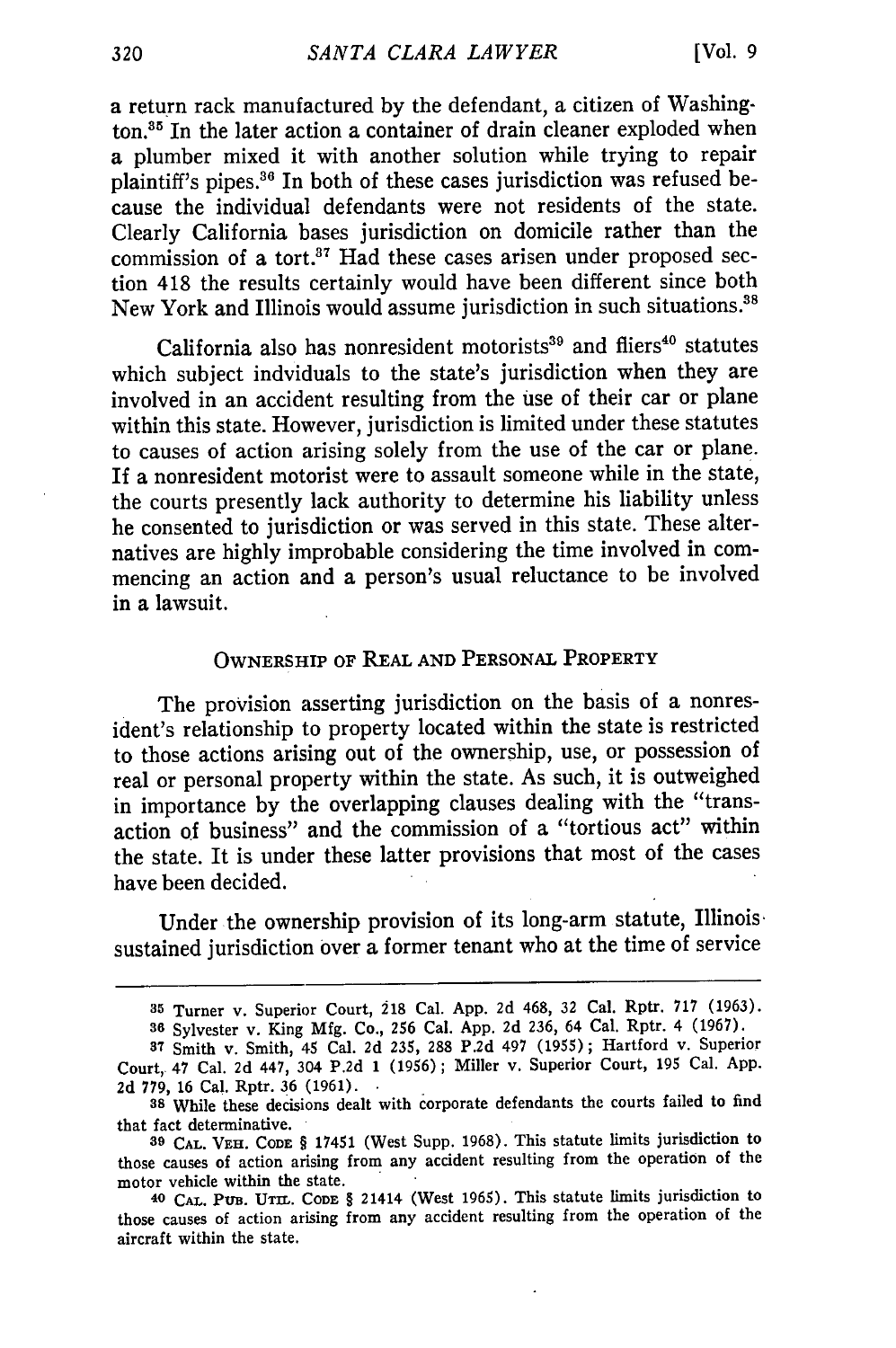a return rack manufactured by the defendant, a citizen of Washington.[35] In the later action a container of drain cleaner exploded when a plumber mixed it with another solution while trying to repair plaintiff's pipes.[36] In both of these cases jurisdiction was refused because the individual defendants were not residents of the state. Clearly California bases jurisdiction on domicile rather than the commission of a tort.[37] Had these cases arisen under proposed section 418 the results certainly would have been different since both New York and Illinois would assume jurisdiction in such situations.[38]

California also has nonresident motorists[39] and fliers[40] statutes which subject indviduals to the state's jurisdiction when they are involved in an accident resulting from the use of their car or plane within this state. However, jurisdiction is limited under these statutes to causes of action arising solely from the use of the car or plane. If a nonresident motorist were to assault someone while in the state, the courts presently lack authority to determine his liability unless he consented to jurisdiction or was served in this state. These alternatives are highly improbable considering the time involved in commencing an action and a person's usual reluctance to be involved in a lawsuit.

## OWNERSHIP OF REAL AND PERSONAL PROPERTY

The provision asserting jurisdiction on the basis of a nonresident's relationship to property located within the state is restricted to those actions arising out of the ownership, use, or possession of real or personal property within the state. As such, it is outweighed in importance by the overlapping clauses dealing with the "transaction of business" and the commission of a "tortious act" within the state. It is under these latter provisions that most of the cases have been decided.

Under the ownership provision of its long-arm statute, Illinois sustained jurisdiction over a former tenant who at the time of service

---

35 Turner v. Superior Court, 218 Cal. App. 2d 468, 32 Cal. Rptr. 717 (1963).

36 Sylvester v. King Mfg. Co., 256 Cal. App. 2d 236, 64 Cal. Rptr. 4 (1967).

37 Smith v. Smith, 45 Cal. 2d 235, 288 P.2d 497 (1955); Hartford v. Superior Court, 47 Cal. 2d 447, 304 P.2d 1 (1956); Miller v. Superior Court, 195 Cal. App. 2d 779, 16 Cal. Rptr. 36 (1961).

38 While these decisions dealt with corporate defendants the courts failed to find that fact determinative.

39 CAL. VEH. CODE § 17451 (West Supp. 1968). This statute limits jurisdiction to those causes of action arising from any accident resulting from the operation of the motor vehicle within the state.

40 CAL. PUB. UTIL. CODE § 21414 (West 1965). This statute limits jurisdiction to those causes of action arising from any accident resulting from the operation of the aircraft within the state.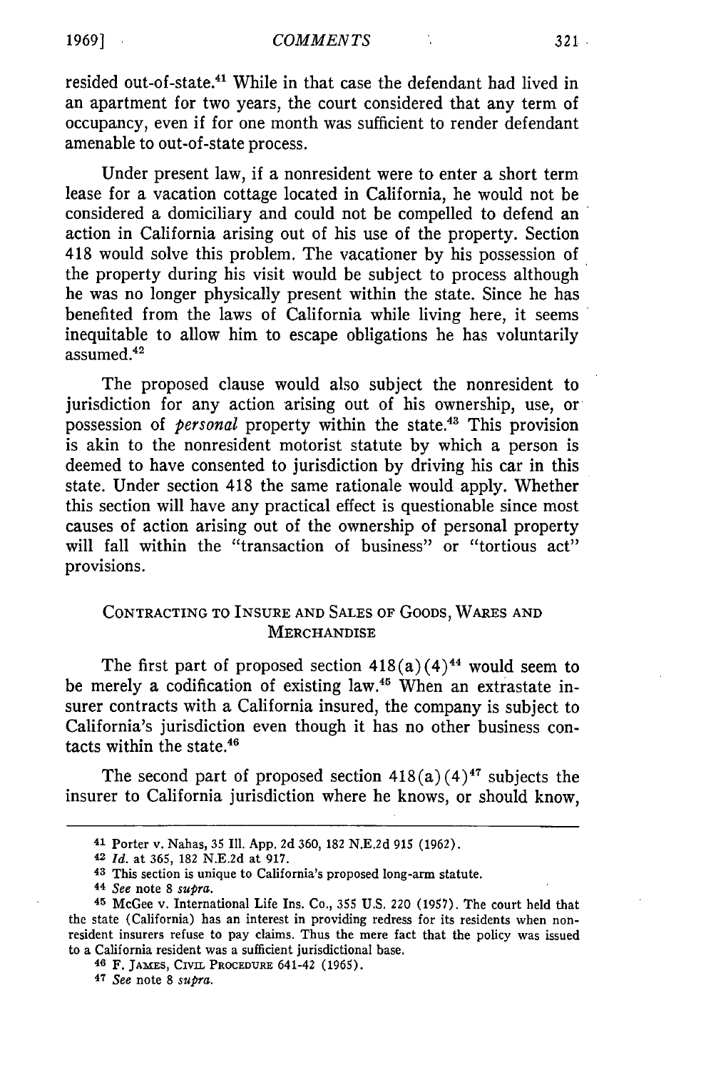resided out-of-state.[41] While in that case the defendant had lived in an apartment for two years, the court considered that any term of occupancy, even if for one month was sufficient to render defendant amenable to out-of-state process.

Under present law, if a nonresident were to enter a short term lease for a vacation cottage located in California, he would not be considered a domiciliary and could not be compelled to defend an action in California arising out of his use of the property. Section 418 would solve this problem. The vacationer by his possession of the property during his visit would be subject to process although he was no longer physically present within the state. Since he has benefited from the laws of California while living here, it seems inequitable to allow him to escape obligations he has voluntarily assumed.[42]

The proposed clause would also subject the nonresident to jurisdiction for any action arising out of his ownership, use, or possession of *personal* property within the state.[43] This provision is akin to the nonresident motorist statute by which a person is deemed to have consented to jurisdiction by driving his car in this state. Under section 418 the same rationale would apply. Whether this section will have any practical effect is questionable since most causes of action arising out of the ownership of personal property will fall within the "transaction of business" or "tortious act" provisions.

### CONTRACTING TO INSURE AND SALES OF GOODS, WARES AND MERCHANDISE

The first part of proposed section 418(a)(4)[44] would seem to be merely a codification of existing law.[45] When an extrastate insurer contracts with a California insured, the company is subject to California's jurisdiction even though it has no other business contacts within the state.[46]

The second part of proposed section 418(a)(4)[47] subjects the insurer to California jurisdiction where he knows, or should know,

---

[41] Porter v. Nahas, 35 Ill. App. 2d 360, 182 N.E.2d 915 (1962).

[42] *Id.* at 365, 182 N.E.2d at 917.

[43] This section is unique to California's proposed long-arm statute.

[44] *See* note 8 *supra*.

[45] McGee v. International Life Ins. Co., 355 U.S. 220 (1957). The court held that the state (California) has an interest in providing redress for its residents when nonresident insurers refuse to pay claims. Thus the mere fact that the policy was issued to a California resident was a sufficient jurisdictional base.

[46] F. JAMES, CIVIL PROCEDURE 641-42 (1965).

[47] *See* note 8 *supra*.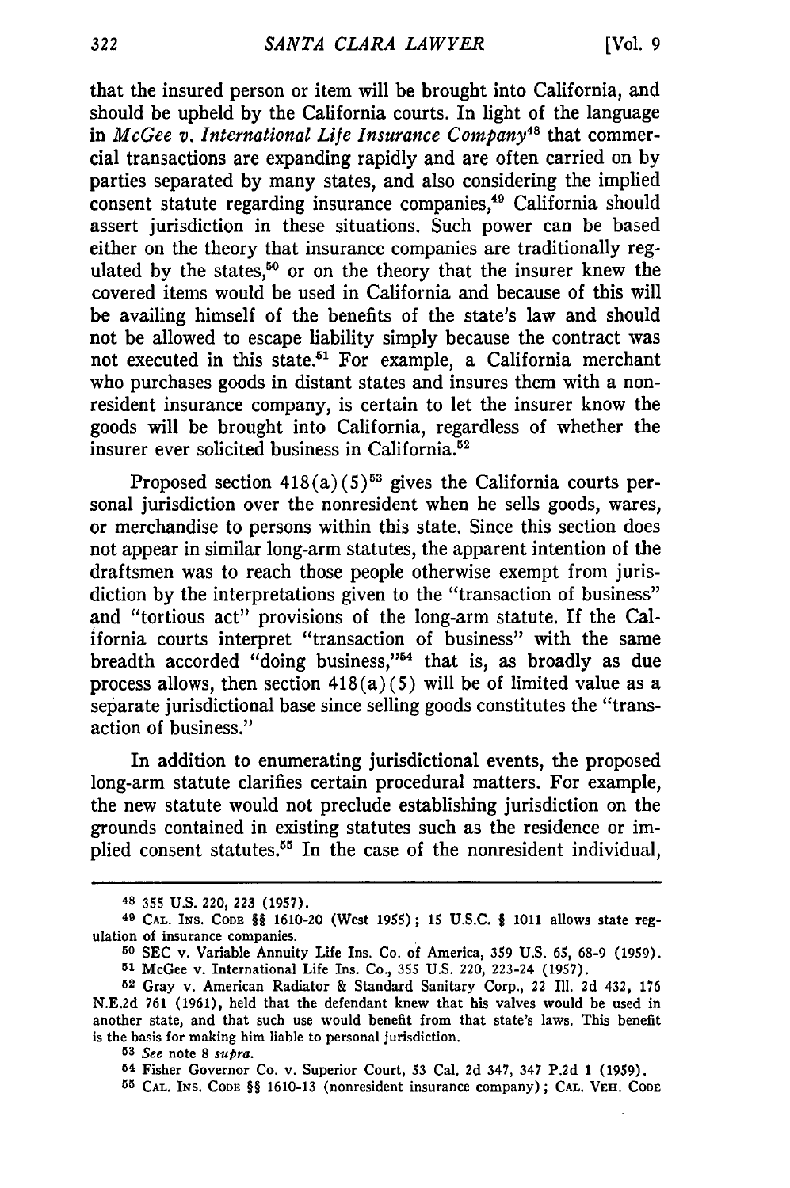that the insured person or item will be brought into California, and should be upheld by the California courts. In light of the language in *McGee v. International Life Insurance Company*[48] that commercial transactions are expanding rapidly and are often carried on by parties separated by many states, and also considering the implied consent statute regarding insurance companies,[49] California should assert jurisdiction in these situations. Such power can be based either on the theory that insurance companies are traditionally regulated by the states,[50] or on the theory that the insurer knew the covered items would be used in California and because of this will be availing himself of the benefits of the state's law and should not be allowed to escape liability simply because the contract was not executed in this state.[51] For example, a California merchant who purchases goods in distant states and insures them with a nonresident insurance company, is certain to let the insurer know the goods will be brought into California, regardless of whether the insurer ever solicited business in California.[52]

Proposed section 418(a)(5)[53] gives the California courts personal jurisdiction over the nonresident when he sells goods, wares, or merchandise to persons within this state. Since this section does not appear in similar long-arm statutes, the apparent intention of the draftsmen was to reach those people otherwise exempt from jurisdiction by the interpretations given to the "transaction of business" and "tortious act" provisions of the long-arm statute. If the California courts interpret "transaction of business" with the same breadth accorded "doing business,"[54] that is, as broadly as due process allows, then section 418(a)(5) will be of limited value as a separate jurisdictional base since selling goods constitutes the "transaction of business."

In addition to enumerating jurisdictional events, the proposed long-arm statute clarifies certain procedural matters. For example, the new statute would not preclude establishing jurisdiction on the grounds contained in existing statutes such as the residence or implied consent statutes.[55] In the case of the nonresident individual,

---

48 355 U.S. 220, 223 (1957).

49 CAL. INS. CODE §§ 1610-20 (West 1955); 15 U.S.C. § 1011 allows state regulation of insurance companies.

50 SEC v. Variable Annuity Life Ins. Co. of America, 359 U.S. 65, 68-9 (1959).

51 McGee v. International Life Ins. Co., 355 U.S. 220, 223-24 (1957).

52 Gray v. American Radiator & Standard Sanitary Corp., 22 Ill. 2d 432, 176 N.E.2d 761 (1961), held that the defendant knew that his valves would be used in another state, and that such use would benefit from that state's laws. This benefit is the basis for making him liable to personal jurisdiction.

53 *See* note 8 *supra*.

54 Fisher Governor Co. v. Superior Court, 53 Cal. 2d 347, 347 P.2d 1 (1959).

55 CAL. INS. CODE §§ 1610-13 (nonresident insurance company); CAL. VEH. CODE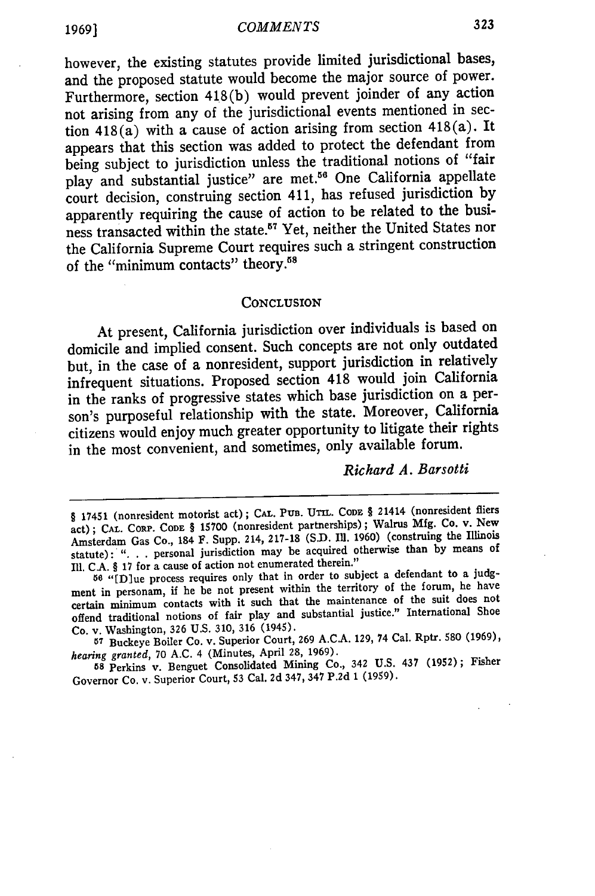however, the existing statutes provide limited jurisdictional bases, and the proposed statute would become the major source of power. Furthermore, section 418(b) would prevent joinder of any action not arising from any of the jurisdictional events mentioned in section 418(a) with a cause of action arising from section 418(a). It appears that this section was added to protect the defendant from being subject to jurisdiction unless the traditional notions of "fair play and substantial justice" are met.[56] One California appellate court decision, construing section 411, has refused jurisdiction by apparently requiring the cause of action to be related to the business transacted within the state.[57] Yet, neither the United States nor the California Supreme Court requires such a stringent construction of the "minimum contacts" theory.[58]

## CONCLUSION

At present, California jurisdiction over individuals is based on domicile and implied consent. Such concepts are not only outdated but, in the case of a nonresident, support jurisdiction in relatively infrequent situations. Proposed section 418 would join California in the ranks of progressive states which base jurisdiction on a person's purposeful relationship with the state. Moreover, California citizens would enjoy much greater opportunity to litigate their rights in the most convenient, and sometimes, only available forum.

*Richard A. Barsotti*

---

§ 17451 (nonresident motorist act); CAL. PUB. UTIL. CODE § 21414 (nonresident fliers act); CAL. CORP. CODE § 15700 (nonresident partnerships); Walrus Mfg. Co. v. New Amsterdam Gas Co., 184 F. Supp. 214, 217-18 (S.D. Ill. 1960) (construing the Illinois statute): ". . . personal jurisdiction may be acquired otherwise than by means of Ill. C.A. § 17 for a cause of action not enumerated therein."

56 "[D]ue process requires only that in order to subject a defendant to a judgment in personam, if he be not present within the territory of the forum, he have certain minimum contacts with it such that the maintenance of the suit does not offend traditional notions of fair play and substantial justice." International Shoe Co. v. Washington, 326 U.S. 310, 316 (1945).

57 Buckeye Boiler Co. v. Superior Court, 269 A.C.A. 129, 74 Cal. Rptr. 580 (1969), *hearing granted*, 70 A.C. 4 (Minutes, April 28, 1969).

58 Perkins v. Benguet Consolidated Mining Co., 342 U.S. 437 (1952); Fisher Governor Co. v. Superior Court, 53 Cal. 2d 347, 347 P.2d 1 (1959).